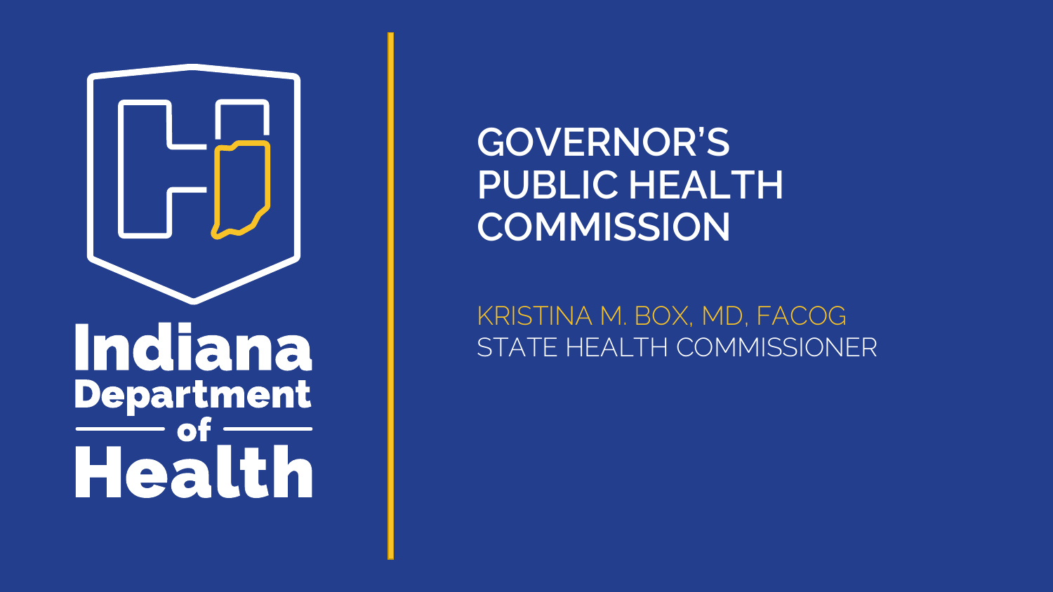Indiana Department of Health

# GOVERNOR'S PUBLIC HEALTH COMMISSION

KRISTINA M. BOX, MD, FACOG
STATE HEALTH COMMISSIONER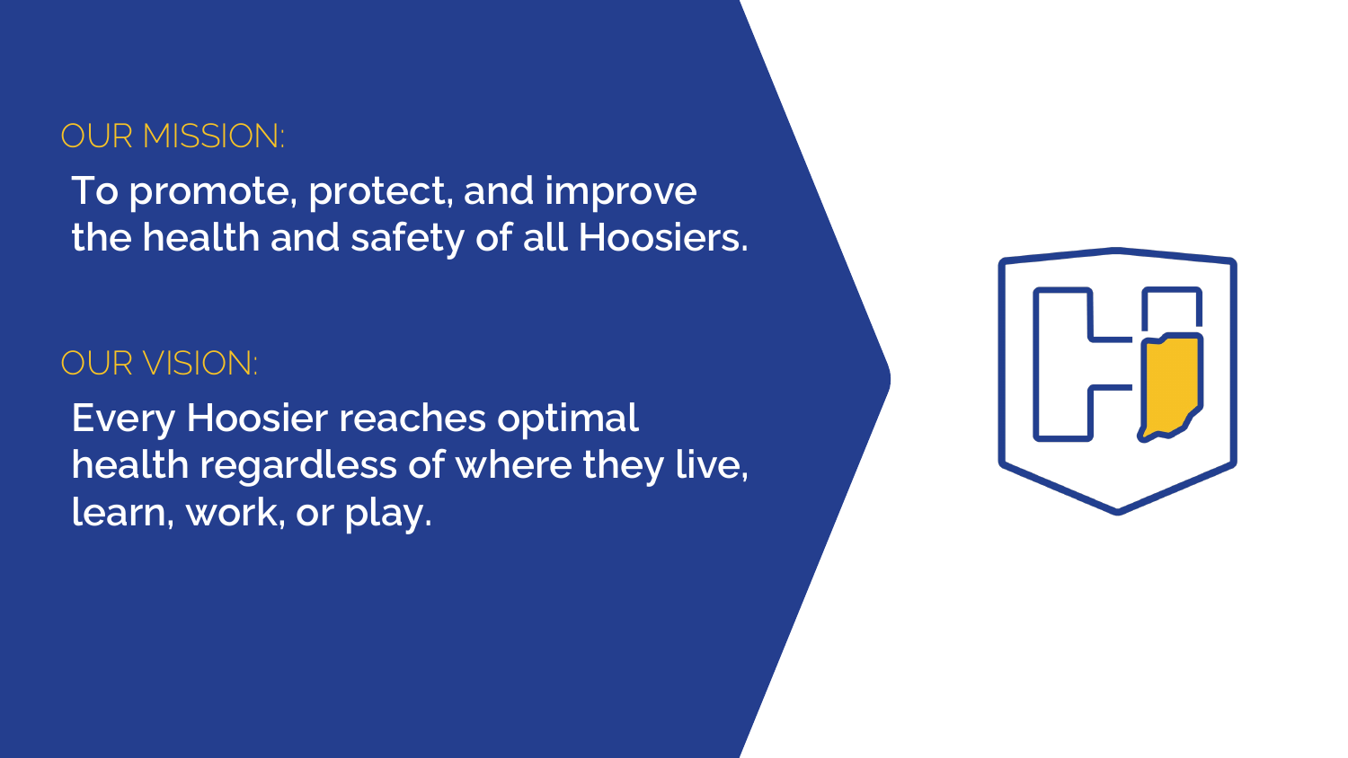## OUR MISSION:

**To promote, protect, and improve the health and safety of all Hoosiers.**

## OUR VISION:

**Every Hoosier reaches optimal health regardless of where they live, learn, work, or play.**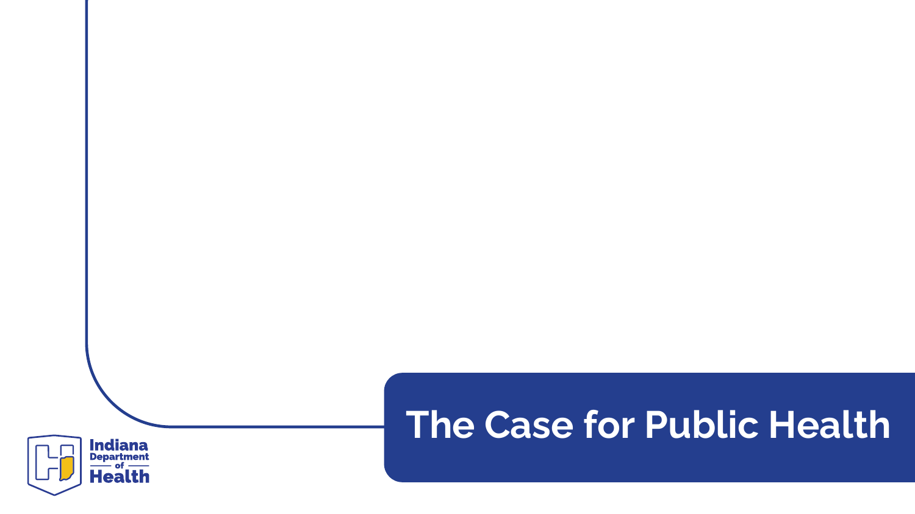# The Case for Public Health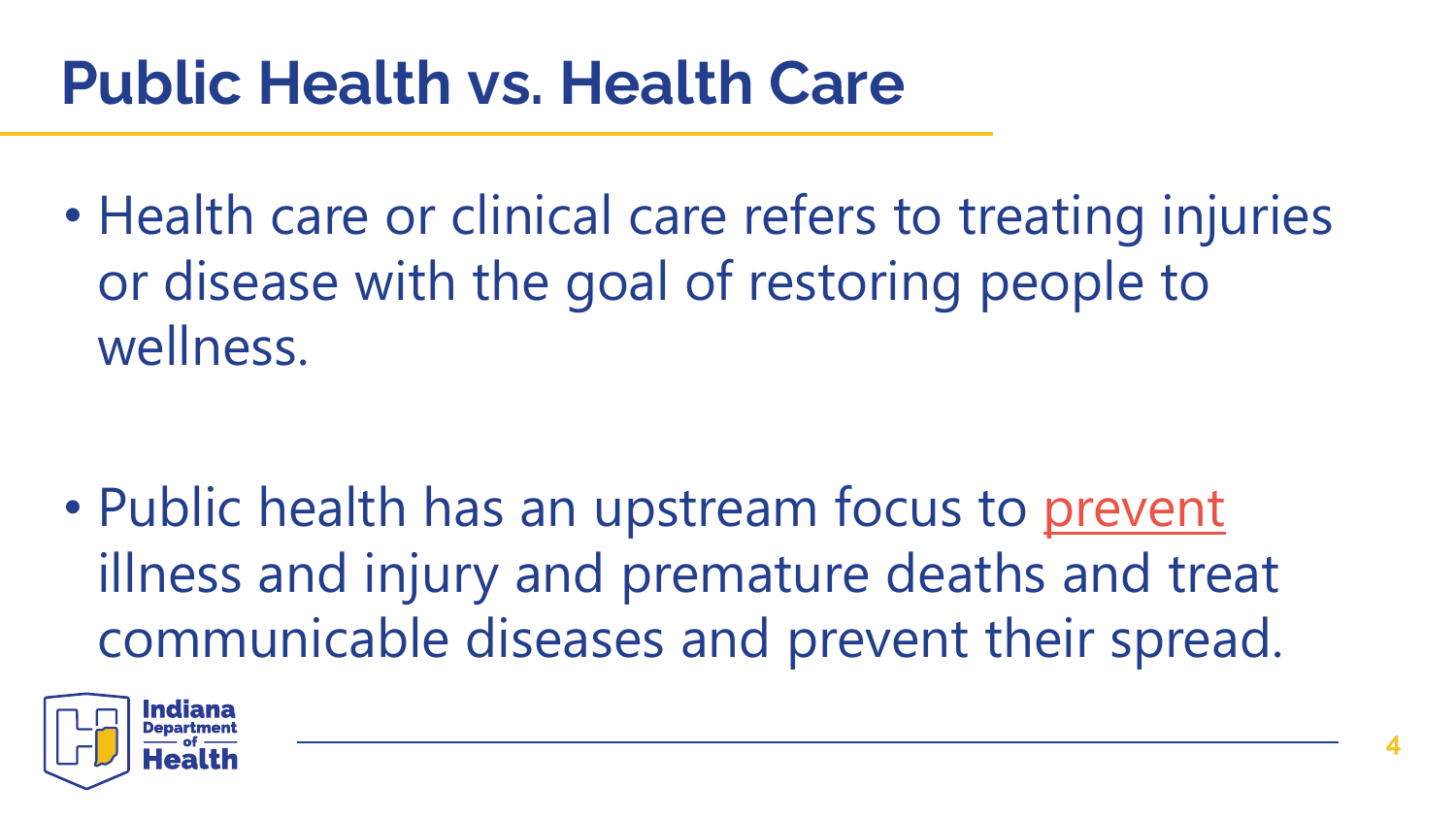# Public Health vs. Health Care

- Health care or clinical care refers to treating injuries or disease with the goal of restoring people to wellness.

- Public health has an upstream focus to prevent illness and injury and premature deaths and treat communicable diseases and prevent their spread.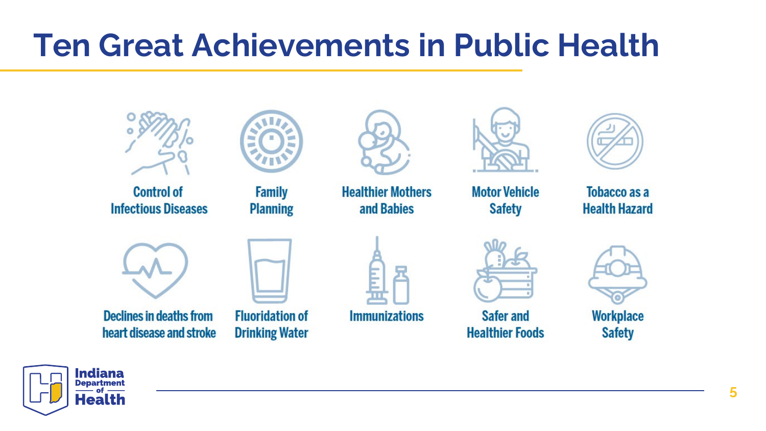# Ten Great Achievements in Public Health

- Control of Infectious Diseases
- Family Planning
- Healthier Mothers and Babies
- Motor Vehicle Safety
- Tobacco as a Health Hazard
- Declines in deaths from heart disease and stroke
- Fluoridation of Drinking Water
- Immunizations
- Safer and Healthier Foods
- Workplace Safety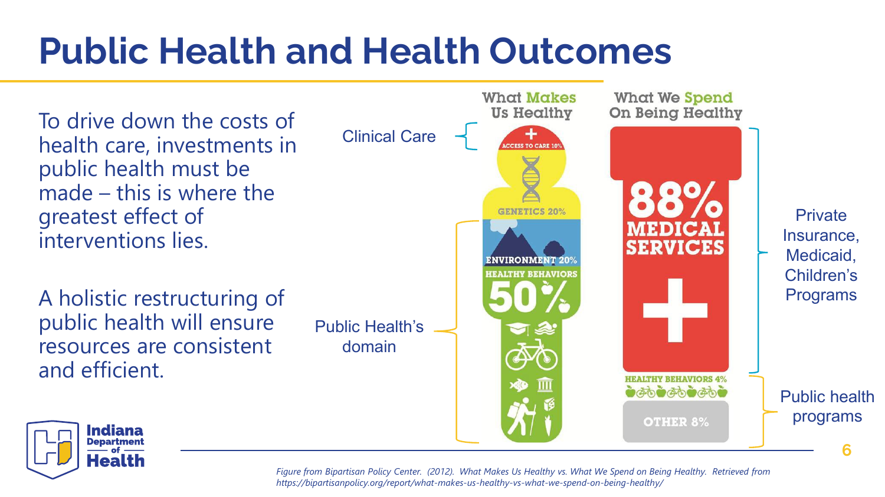# Public Health and Health Outcomes

To drive down the costs of health care, investments in public health must be made – this is where the greatest effect of interventions lies.

A holistic restructuring of public health will ensure resources are consistent and efficient.

**What Makes Us Healthy**

- Clinical Care: ACCESS TO CARE 10%
- GENETICS 20%
- Public Health's domain:
  - ENVIRONMENT 20%
  - HEALTHY BEHAVIORS 50%

**What We Spend On Being Healthy**

- Private Insurance, Medicaid, Children's Programs: 88% MEDICAL SERVICES
- Public health programs:
  - HEALTHY BEHAVIORS 4%
  - OTHER 8%

*Figure from Bipartisan Policy Center. (2012). What Makes Us Healthy vs. What We Spend on Being Healthy. Retrieved from https://bipartisanpolicy.org/report/what-makes-us-healthy-vs-what-we-spend-on-being-healthy/*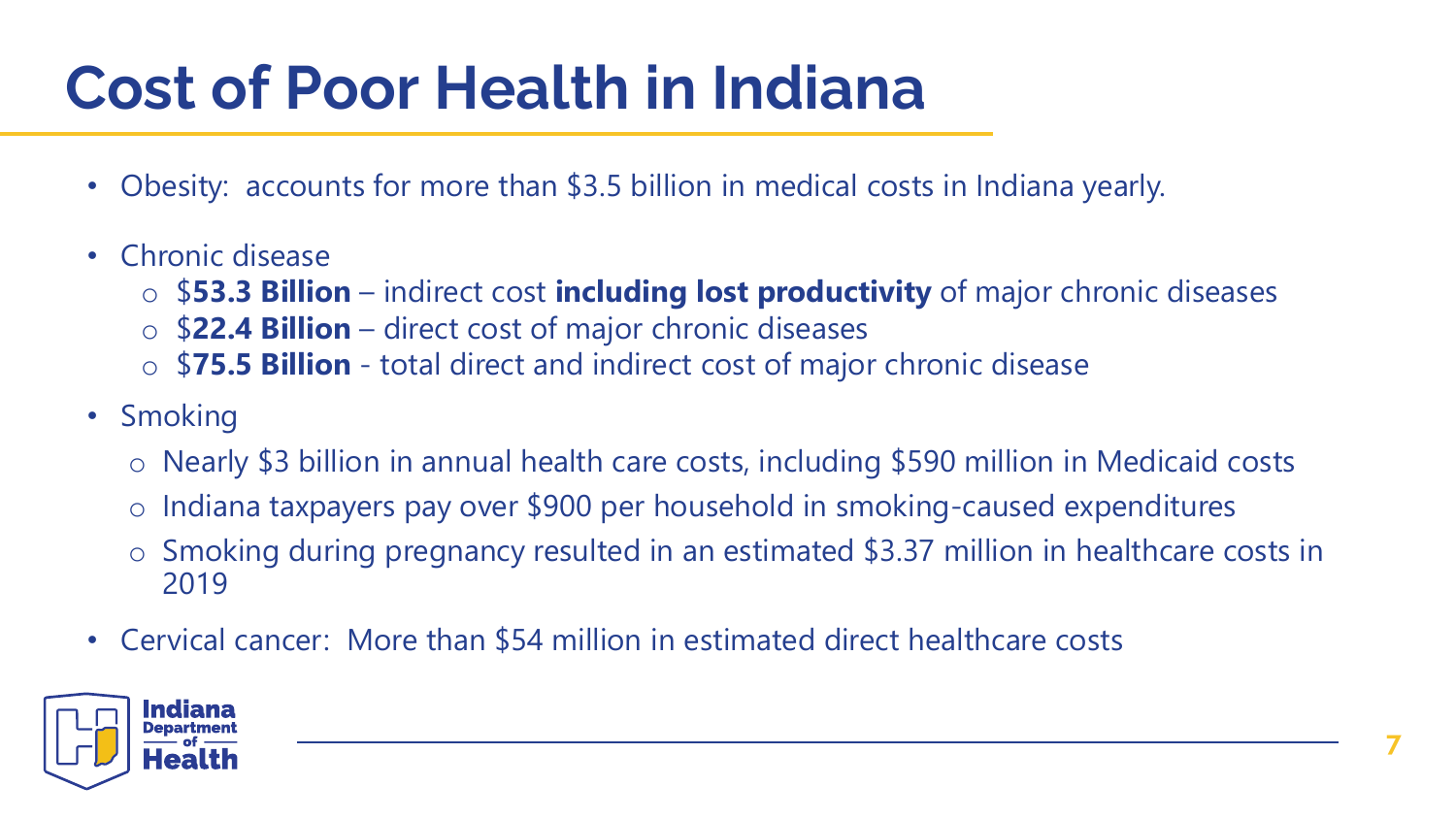# Cost of Poor Health in Indiana

- Obesity: accounts for more than $3.5 billion in medical costs in Indiana yearly.
- Chronic disease
  - $**53.3 Billion** – indirect cost **including lost productivity** of major chronic diseases
  - $**22.4 Billion** – direct cost of major chronic diseases
  - $**75.5 Billion** - total direct and indirect cost of major chronic disease
- Smoking
  - Nearly $3 billion in annual health care costs, including $590 million in Medicaid costs
  - Indiana taxpayers pay over $900 per household in smoking-caused expenditures
  - Smoking during pregnancy resulted in an estimated $3.37 million in healthcare costs in 2019
- Cervical cancer: More than $54 million in estimated direct healthcare costs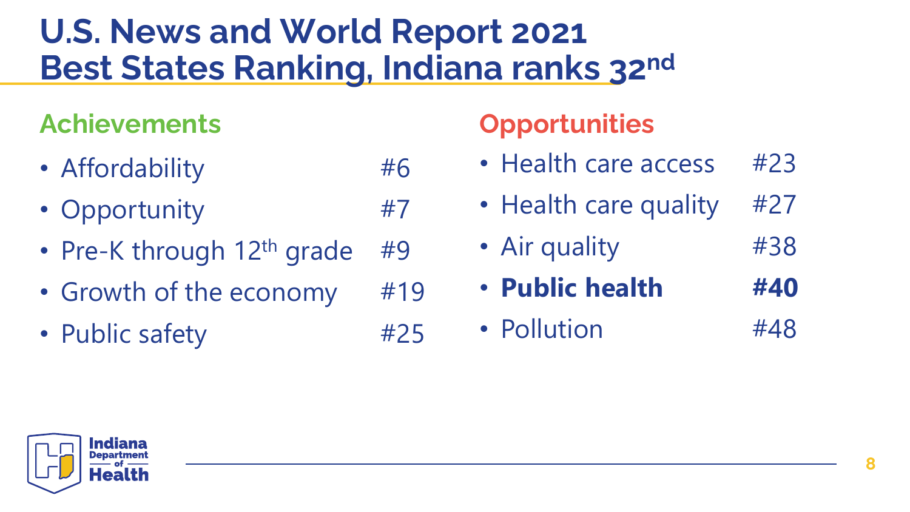# U.S. News and World Report 2021 Best States Ranking, Indiana ranks 32nd

## Achievements

| Category | Rank |
| --- | --- |
| Affordability | #6 |
| Opportunity | #7 |
| Pre-K through 12th grade | #9 |
| Growth of the economy | #19 |
| Public safety | #25 |

## Opportunities

| Category | Rank |
| --- | --- |
| Health care access | #23 |
| Health care quality | #27 |
| Air quality | #38 |
| **Public health** | **#40** |
| Pollution | #48 |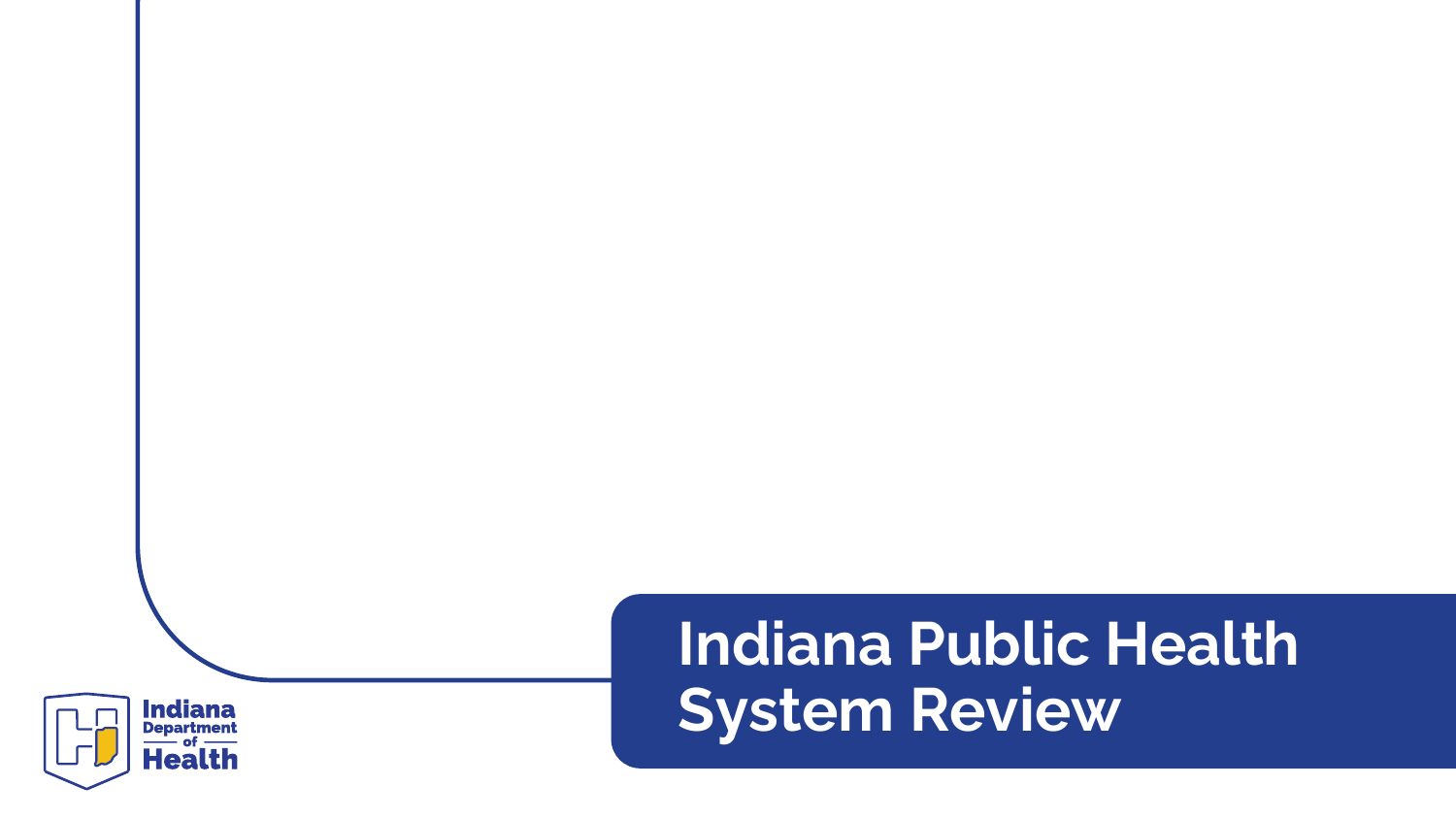# Indiana Public Health System Review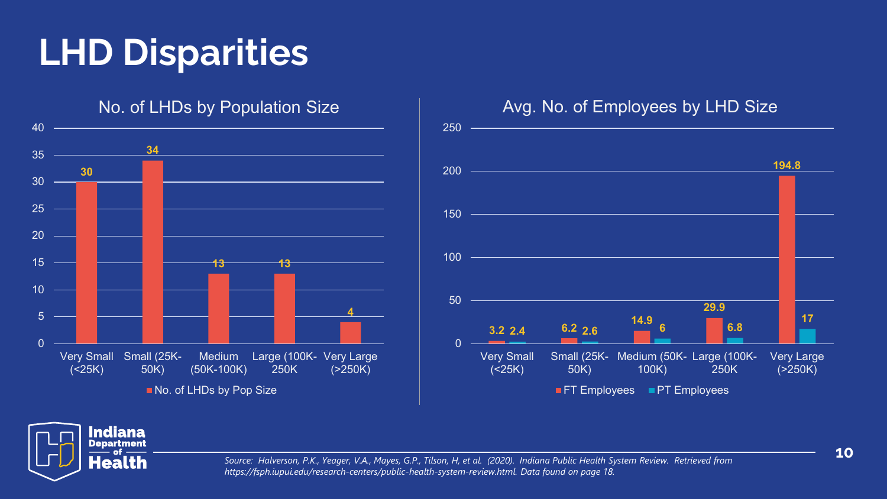# LHD Disparities

## No. of LHDs by Population Size

| Population Size | No. of LHDs by Pop Size |
| --- | --- |
| Very Small (<25K) | 30 |
| Small (25K-50K) | 34 |
| Medium (50K-100K) | 13 |
| Large (100K-250K | 13 |
| Very Large (>250K) | 4 |

## Avg. No. of Employees by LHD Size

| LHD Size | FT Employees | PT Employees |
| --- | --- | --- |
| Very Small (<25K) | 3.2 | 2.4 |
| Small (25K-50K) | 6.2 | 2.6 |
| Medium (50K-100K) | 14.9 | 6 |
| Large (100K-250K | 29.9 | 6.8 |
| Very Large (>250K) | 194.8 | 17 |

*Source: Halverson, P.K., Yeager, V.A., Mayes, G.P., Tilson, H, et al. (2020). Indiana Public Health System Review. Retrieved from https://fsph.iupui.edu/research-centers/public-health-system-review.html. Data found on page 18.*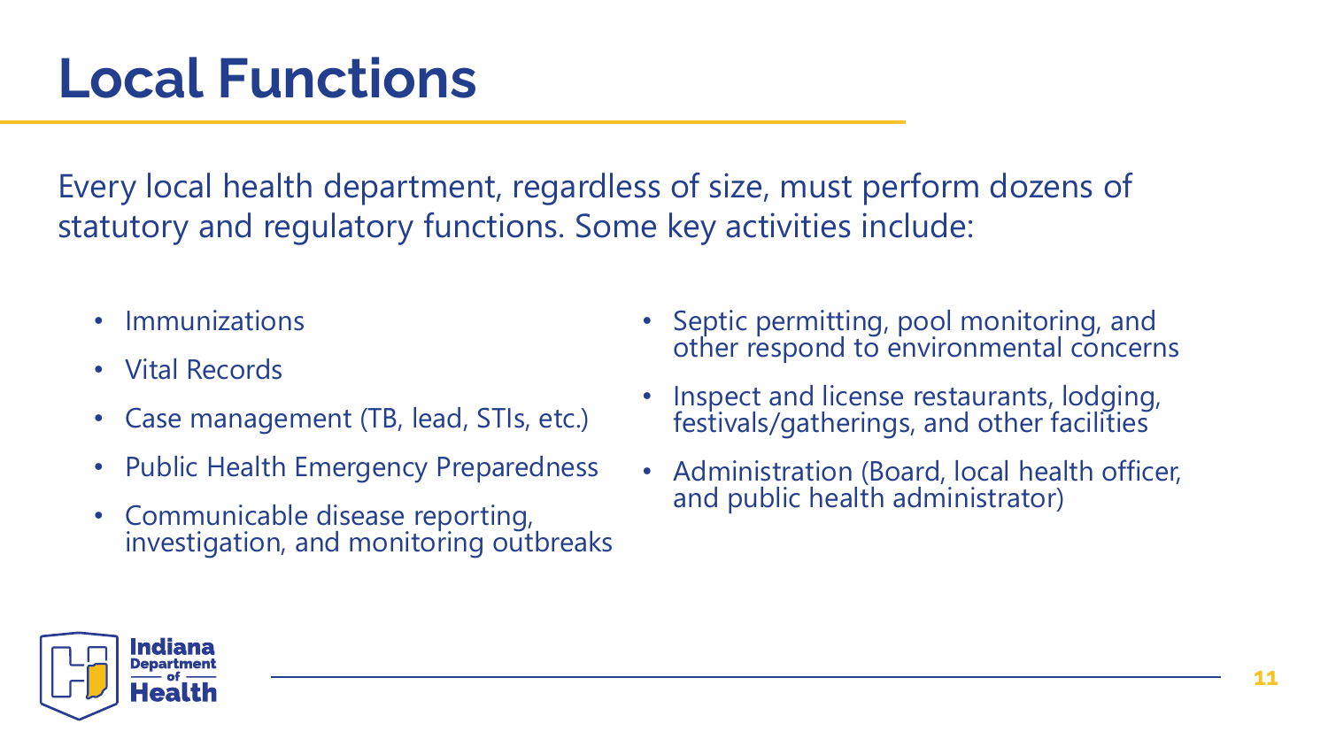# Local Functions

Every local health department, regardless of size, must perform dozens of statutory and regulatory functions. Some key activities include:

- Immunizations
- Vital Records
- Case management (TB, lead, STIs, etc.)
- Public Health Emergency Preparedness
- Communicable disease reporting, investigation, and monitoring outbreaks
- Septic permitting, pool monitoring, and other respond to environmental concerns
- Inspect and license restaurants, lodging, festivals/gatherings, and other facilities
- Administration (Board, local health officer, and public health administrator)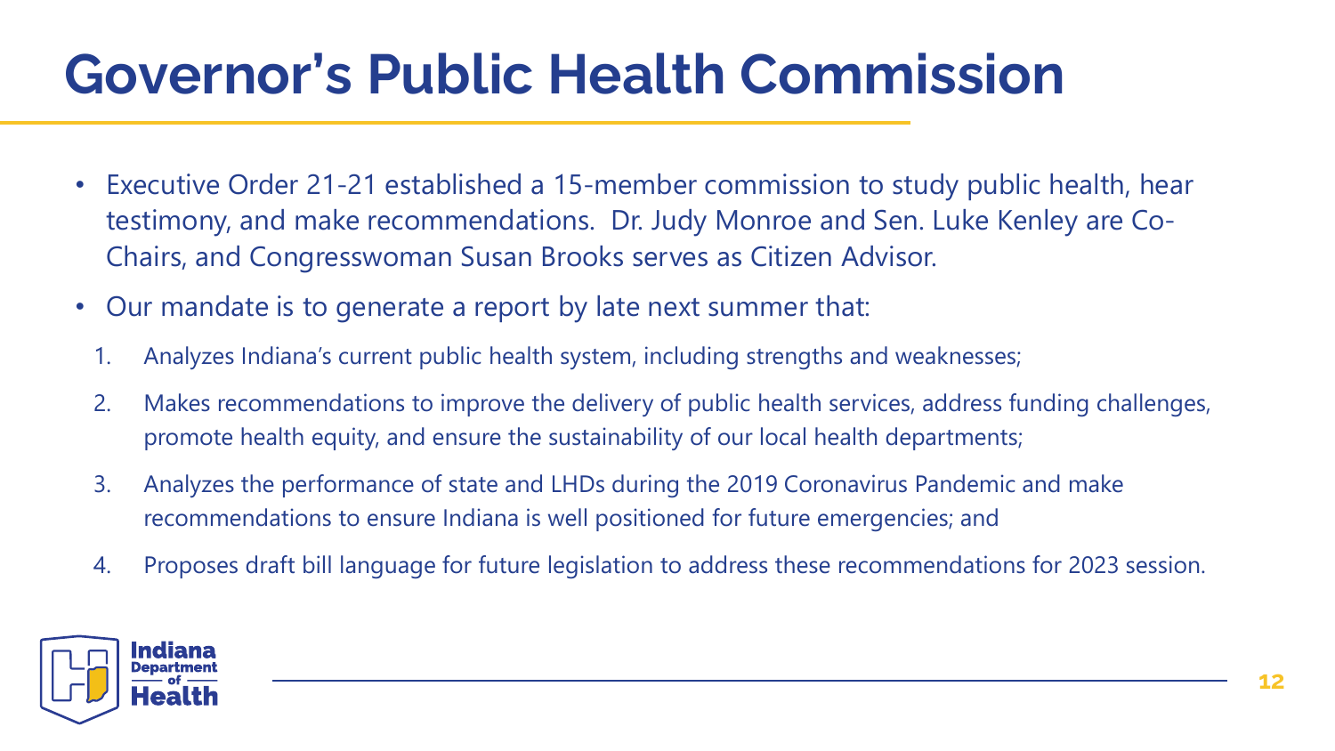# Governor’s Public Health Commission

- Executive Order 21-21 established a 15-member commission to study public health, hear testimony, and make recommendations. Dr. Judy Monroe and Sen. Luke Kenley are Co-Chairs, and Congresswoman Susan Brooks serves as Citizen Advisor.
- Our mandate is to generate a report by late next summer that:
  1. Analyzes Indiana’s current public health system, including strengths and weaknesses;
  2. Makes recommendations to improve the delivery of public health services, address funding challenges, promote health equity, and ensure the sustainability of our local health departments;
  3. Analyzes the performance of state and LHDs during the 2019 Coronavirus Pandemic and make recommendations to ensure Indiana is well positioned for future emergencies; and
  4. Proposes draft bill language for future legislation to address these recommendations for 2023 session.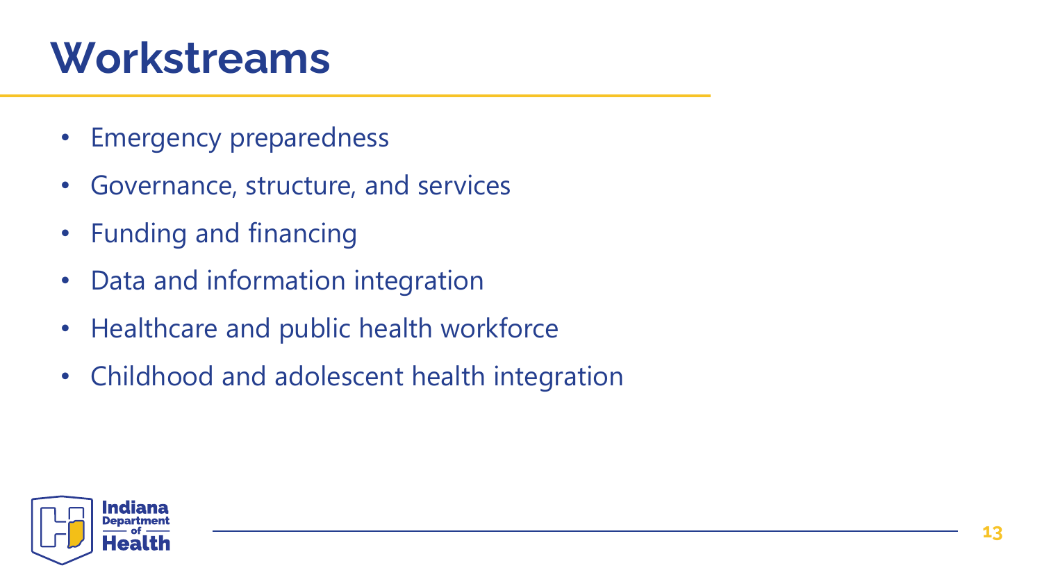# Workstreams

- Emergency preparedness
- Governance, structure, and services
- Funding and financing
- Data and information integration
- Healthcare and public health workforce
- Childhood and adolescent health integration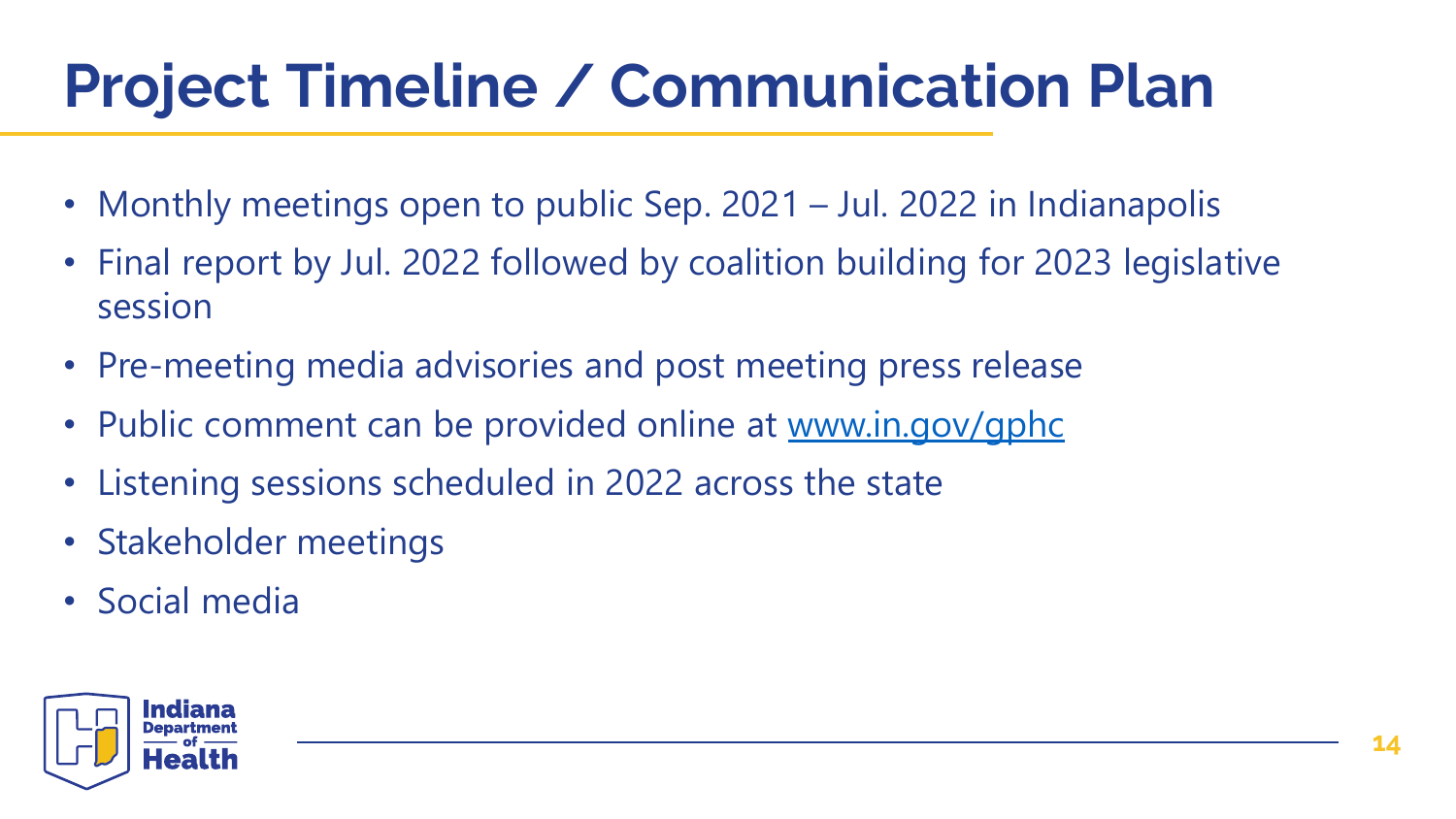# Project Timeline / Communication Plan

- Monthly meetings open to public Sep. 2021 – Jul. 2022 in Indianapolis
- Final report by Jul. 2022 followed by coalition building for 2023 legislative session
- Pre-meeting media advisories and post meeting press release
- Public comment can be provided online at [www.in.gov/gphc](http://www.in.gov/gphc)
- Listening sessions scheduled in 2022 across the state
- Stakeholder meetings
- Social media

Indiana Department of Health